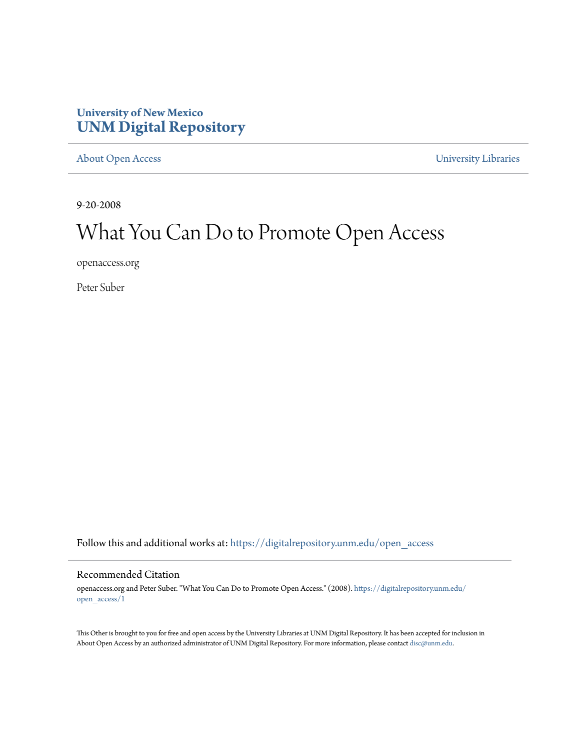University of New Mexico
**UNM Digital Repository**

About Open Access | University Libraries

9-20-2008

# What You Can Do to Promote Open Access

openaccess.org

Peter Suber

Follow this and additional works at: https://digitalrepository.unm.edu/open_access

## Recommended Citation

openaccess.org and Peter Suber. "What You Can Do to Promote Open Access." (2008). https://digitalrepository.unm.edu/open_access/1

This Other is brought to you for free and open access by the University Libraries at UNM Digital Repository. It has been accepted for inclusion in About Open Access by an authorized administrator of UNM Digital Repository. For more information, please contact disc@unm.edu.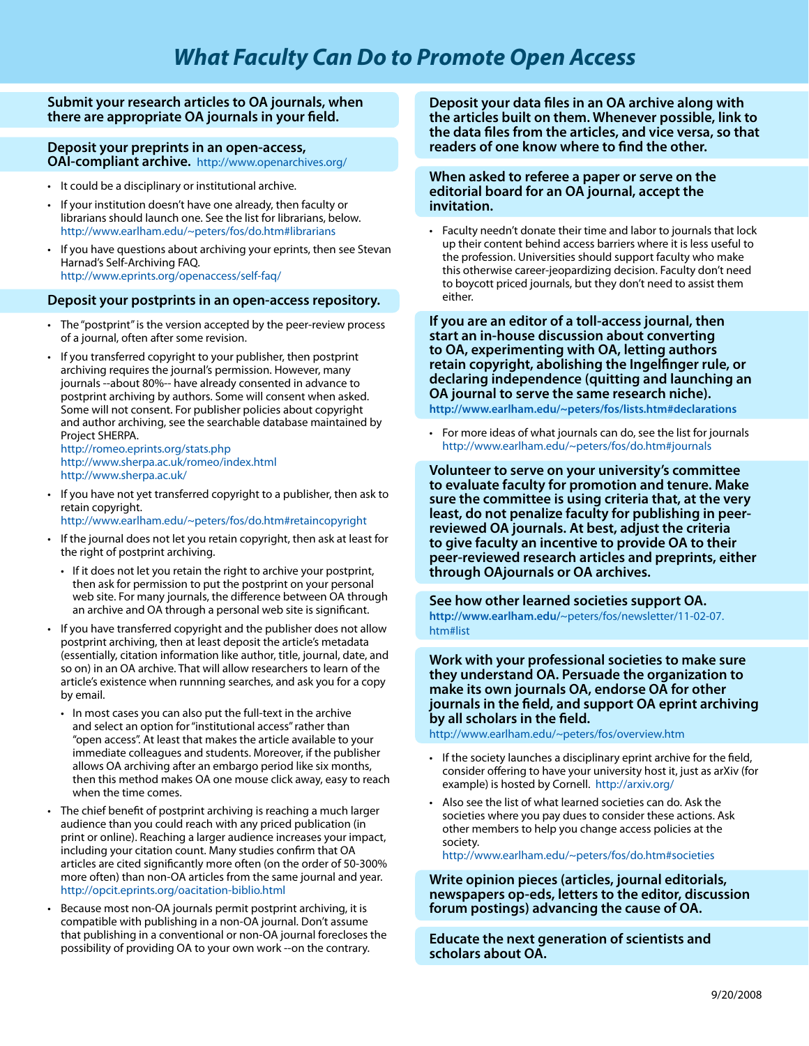# What Faculty Can Do to Promote Open Access

**Submit your research articles to OA journals, when there are appropriate OA journals in your field.**

**Deposit your preprints in an open-access, OAI-compliant archive.** http://www.openarchives.org/

- It could be a disciplinary or institutional archive.
- If your institution doesn't have one already, then faculty or librarians should launch one. See the list for librarians, below. http://www.earlham.edu/~peters/fos/do.htm#librarians
- If you have questions about archiving your eprints, then see Stevan Harnad's Self-Archiving FAQ. http://www.eprints.org/openaccess/self-faq/

**Deposit your postprints in an open-access repository.**

- The "postprint" is the version accepted by the peer-review process of a journal, often after some revision.
- If you transferred copyright to your publisher, then postprint archiving requires the journal's permission. However, many journals --about 80%-- have already consented in advance to postprint archiving by authors. Some will consent when asked. Some will not consent. For publisher policies about copyright and author archiving, see the searchable database maintained by Project SHERPA.
  http://romeo.eprints.org/stats.php
  http://www.sherpa.ac.uk/romeo/index.html
  http://www.sherpa.ac.uk/
- If you have not yet transferred copyright to a publisher, then ask to retain copyright.
  http://www.earlham.edu/~peters/fos/do.htm#retaincopyright
- If the journal does not let you retain copyright, then ask at least for the right of postprint archiving.
  - If it does not let you retain the right to archive your postprint, then ask for permission to put the postprint on your personal web site. For many journals, the difference between OA through an archive and OA through a personal web site is significant.
- If you have transferred copyright and the publisher does not allow postprint archiving, then at least deposit the article's metadata (essentially, citation information like author, title, journal, date, and so on) in an OA archive. That will allow researchers to learn of the article's existence when runnning searches, and ask you for a copy by email.
  - In most cases you can also put the full-text in the archive and select an option for "institutional access" rather than "open access". At least that makes the article available to your immediate colleagues and students. Moreover, if the publisher allows OA archiving after an embargo period like six months, then this method makes OA one mouse click away, easy to reach when the time comes.
- The chief benefit of postprint archiving is reaching a much larger audience than you could reach with any priced publication (in print or online). Reaching a larger audience increases your impact, including your citation count. Many studies confirm that OA articles are cited significantly more often (on the order of 50-300% more often) than non-OA articles from the same journal and year. http://opcit.eprints.org/oacitation-biblio.html
- Because most non-OA journals permit postprint archiving, it is compatible with publishing in a non-OA journal. Don't assume that publishing in a conventional or non-OA journal forecloses the possibility of providing OA to your own work --on the contrary.

**Deposit your data files in an OA archive along with the articles built on them. Whenever possible, link to the data files from the articles, and vice versa, so that readers of one know where to find the other.**

**When asked to referee a paper or serve on the editorial board for an OA journal, accept the invitation.**

- Faculty needn't donate their time and labor to journals that lock up their content behind access barriers where it is less useful to the profession. Universities should support faculty who make this otherwise career-jeopardizing decision. Faculty don't need to boycott priced journals, but they don't need to assist them either.

**If you are an editor of a toll-access journal, then start an in-house discussion about converting to OA, experimenting with OA, letting authors retain copyright, abolishing the Ingelfinger rule, or declaring independence (quitting and launching an OA journal to serve the same research niche).**
**http://www.earlham.edu/~peters/fos/lists.htm#declarations**

- For more ideas of what journals can do, see the list for journals http://www.earlham.edu/~peters/fos/do.htm#journals

**Volunteer to serve on your university's committee to evaluate faculty for promotion and tenure. Make sure the committee is using criteria that, at the very least, do not penalize faculty for publishing in peer-reviewed OA journals. At best, adjust the criteria to give faculty an incentive to provide OA to their peer-reviewed research articles and preprints, either through OAjournals or OA archives.**

**See how other learned societies support OA.**
**http://www.earlham.edu/**~peters/fos/newsletter/11-02-07.htm#list

**Work with your professional societies to make sure they understand OA. Persuade the organization to make its own journals OA, endorse OA for other journals in the field, and support OA eprint archiving by all scholars in the field.**
http://www.earlham.edu/~peters/fos/overview.htm

- If the society launches a disciplinary eprint archive for the field, consider offering to have your university host it, just as arXiv (for example) is hosted by Cornell. http://arxiv.org/
- Also see the list of what learned societies can do. Ask the societies where you pay dues to consider these actions. Ask other members to help you change access policies at the society.
  http://www.earlham.edu/~peters/fos/do.htm#societies

**Write opinion pieces (articles, journal editorials, newspapers op-eds, letters to the editor, discussion forum postings) advancing the cause of OA.**

**Educate the next generation of scientists and scholars about OA.**

9/20/2008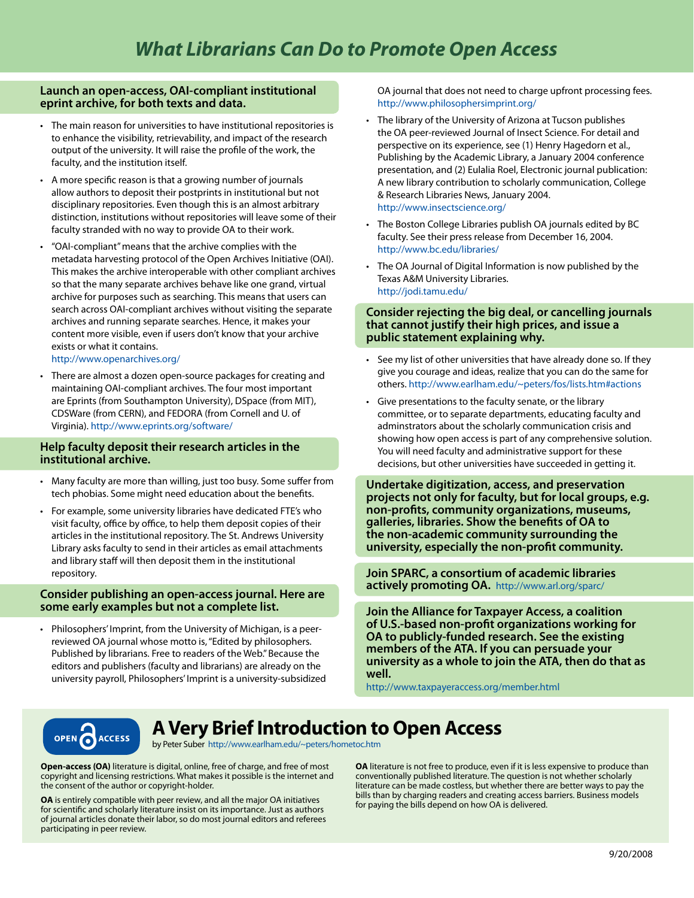# What Librarians Can Do to Promote Open Access

## Launch an open-access, OAI-compliant institutional eprint archive, for both texts and data.

- The main reason for universities to have institutional repositories is to enhance the visibility, retrievability, and impact of the research output of the university. It will raise the profile of the work, the faculty, and the institution itself.
- A more specific reason is that a growing number of journals allow authors to deposit their postprints in institutional but not disciplinary repositories. Even though this is an almost arbitrary distinction, institutions without repositories will leave some of their faculty stranded with no way to provide OA to their work.
- "OAI-compliant" means that the archive complies with the metadata harvesting protocol of the Open Archives Initiative (OAI). This makes the archive interoperable with other compliant archives so that the many separate archives behave like one grand, virtual archive for purposes such as searching. This means that users can search across OAI-compliant archives without visiting the separate archives and running separate searches. Hence, it makes your content more visible, even if users don't know that your archive exists or what it contains.
  http://www.openarchives.org/
- There are almost a dozen open-source packages for creating and maintaining OAI-compliant archives. The four most important are Eprints (from Southampton University), DSpace (from MIT), CDSWare (from CERN), and FEDORA (from Cornell and U. of Virginia). http://www.eprints.org/software/

## Help faculty deposit their research articles in the institutional archive.

- Many faculty are more than willing, just too busy. Some suffer from tech phobias. Some might need education about the benefits.
- For example, some university libraries have dedicated FTE's who visit faculty, office by office, to help them deposit copies of their articles in the institutional repository. The St. Andrews University Library asks faculty to send in their articles as email attachments and library staff will then deposit them in the institutional repository.

## Consider publishing an open-access journal. Here are some early examples but not a complete list.

- Philosophers' Imprint, from the University of Michigan, is a peer-reviewed OA journal whose motto is, "Edited by philosophers. Published by librarians. Free to readers of the Web." Because the editors and publishers (faculty and librarians) are already on the university payroll, Philosophers' Imprint is a university-subsidized OA journal that does not need to charge upfront processing fees.
  http://www.philosophersimprint.org/
- The library of the University of Arizona at Tucson publishes the OA peer-reviewed Journal of Insect Science. For detail and perspective on its experience, see (1) Henry Hagedorn et al., Publishing by the Academic Library, a January 2004 conference presentation, and (2) Eulalia Roel, Electronic journal publication: A new library contribution to scholarly communication, College & Research Libraries News, January 2004.
  http://www.insectscience.org/
- The Boston College Libraries publish OA journals edited by BC faculty. See their press release from December 16, 2004.
  http://www.bc.edu/libraries/
- The OA Journal of Digital Information is now published by the Texas A&M University Libraries.
  http://jodi.tamu.edu/

## Consider rejecting the big deal, or cancelling journals that cannot justify their high prices, and issue a public statement explaining why.

- See my list of other universities that have already done so. If they give you courage and ideas, realize that you can do the same for others. http://www.earlham.edu/~peters/fos/lists.htm#actions
- Give presentations to the faculty senate, or the library committee, or to separate departments, educating faculty and adminstrators about the scholarly communication crisis and showing how open access is part of any comprehensive solution. You will need faculty and administrative support for these decisions, but other universities have succeeded in getting it.

## Undertake digitization, access, and preservation projects not only for faculty, but for local groups, e.g. non-profits, community organizations, museums, galleries, libraries. Show the benefits of OA to the non-academic community surrounding the university, especially the non-profit community.

## Join SPARC, a consortium of academic libraries actively promoting OA. http://www.arl.org/sparc/

## Join the Alliance for Taxpayer Access, a coalition of U.S.-based non-profit organizations working for OA to publicly-funded research. See the existing members of the ATA. If you can persuade your university as a whole to join the ATA, then do that as well.

http://www.taxpayeraccess.org/member.html

# A Very Brief Introduction to Open Access

by Peter Suber http://www.earlham.edu/~peters/hometoc.htm

**Open-access (OA)** literature is digital, online, free of charge, and free of most copyright and licensing restrictions. What makes it possible is the internet and the consent of the author or copyright-holder.

**OA** is entirely compatible with peer review, and all the major OA initiatives for scientific and scholarly literature insist on its importance. Just as authors of journal articles donate their labor, so do most journal editors and referees participating in peer review.

**OA** literature is not free to produce, even if it is less expensive to produce than conventionally published literature. The question is not whether scholarly literature can be made costless, but whether there are better ways to pay the bills than by charging readers and creating access barriers. Business models for paying the bills depend on how OA is delivered.

9/20/2008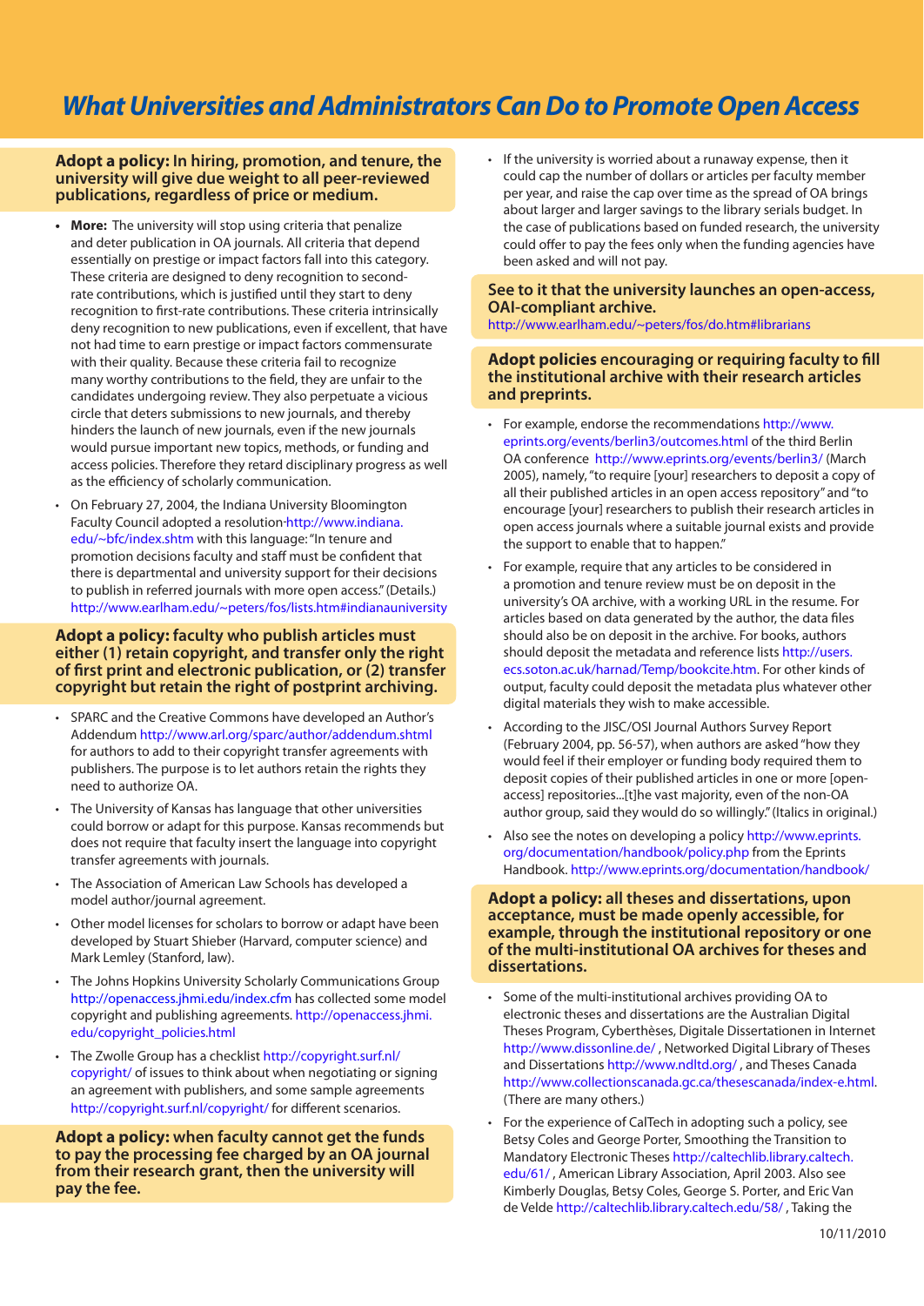# What Universities and Administrators Can Do to Promote Open Access

**Adopt a policy: In hiring, promotion, and tenure, the university will give due weight to all peer-reviewed publications, regardless of price or medium.**

- **More:** The university will stop using criteria that penalize and deter publication in OA journals. All criteria that depend essentially on prestige or impact factors fall into this category. These criteria are designed to deny recognition to second-rate contributions, which is justified until they start to deny recognition to first-rate contributions. These criteria intrinsically deny recognition to new publications, even if excellent, that have not had time to earn prestige or impact factors commensurate with their quality. Because these criteria fail to recognize many worthy contributions to the field, they are unfair to the candidates undergoing review. They also perpetuate a vicious circle that deters submissions to new journals, and thereby hinders the launch of new journals, even if the new journals would pursue important new topics, methods, or funding and access policies. Therefore they retard disciplinary progress as well as the efficiency of scholarly communication.
- On February 27, 2004, the Indiana University Bloomington Faculty Council adopted a resolution http://www.indiana.edu/~bfc/index.shtm with this language: "In tenure and promotion decisions faculty and staff must be confident that there is departmental and university support for their decisions to publish in referred journals with more open access." (Details.) http://www.earlham.edu/~peters/fos/lists.htm#indianauniversity

**Adopt a policy: faculty who publish articles must either (1) retain copyright, and transfer only the right of first print and electronic publication, or (2) transfer copyright but retain the right of postprint archiving.**

- SPARC and the Creative Commons have developed an Author's Addendum http://www.arl.org/sparc/author/addendum.shtml for authors to add to their copyright transfer agreements with publishers. The purpose is to let authors retain the rights they need to authorize OA.
- The University of Kansas has language that other universities could borrow or adapt for this purpose. Kansas recommends but does not require that faculty insert the language into copyright transfer agreements with journals.
- The Association of American Law Schools has developed a model author/journal agreement.
- Other model licenses for scholars to borrow or adapt have been developed by Stuart Shieber (Harvard, computer science) and Mark Lemley (Stanford, law).
- The Johns Hopkins University Scholarly Communications Group http://openaccess.jhmi.edu/index.cfm has collected some model copyright and publishing agreements. http://openaccess.jhmi.edu/copyright_policies.html
- The Zwolle Group has a checklist http://copyright.surf.nl/copyright/ of issues to think about when negotiating or signing an agreement with publishers, and some sample agreements http://copyright.surf.nl/copyright/ for different scenarios.

**Adopt a policy: when faculty cannot get the funds to pay the processing fee charged by an OA journal from their research grant, then the university will pay the fee.**

- If the university is worried about a runaway expense, then it could cap the number of dollars or articles per faculty member per year, and raise the cap over time as the spread of OA brings about larger and larger savings to the library serials budget. In the case of publications based on funded research, the university could offer to pay the fees only when the funding agencies have been asked and will not pay.

**See to it that the university launches an open-access, OAI-compliant archive.**
http://www.earlham.edu/~peters/fos/do.htm#librarians

**Adopt policies encouraging or requiring faculty to fill the institutional archive with their research articles and preprints.**

- For example, endorse the recommendations http://www.eprints.org/events/berlin3/outcomes.html of the third Berlin OA conference http://www.eprints.org/events/berlin3/ (March 2005), namely, "to require [your] researchers to deposit a copy of all their published articles in an open access repository" and "to encourage [your] researchers to publish their research articles in open access journals where a suitable journal exists and provide the support to enable that to happen."
- For example, require that any articles to be considered in a promotion and tenure review must be on deposit in the university's OA archive, with a working URL in the resume. For articles based on data generated by the author, the data files should also be on deposit in the archive. For books, authors should deposit the metadata and reference lists http://users.ecs.soton.ac.uk/harnad/Temp/bookcite.htm. For other kinds of output, faculty could deposit the metadata plus whatever other digital materials they wish to make accessible.
- According to the JISC/OSI Journal Authors Survey Report (February 2004, pp. 56-57), when authors are asked "how they would feel if their employer or funding body required them to deposit copies of their published articles in one or more [open-access] repositories...[t]he vast majority, even of the non-OA author group, said they would do so willingly." (Italics in original.)
- Also see the notes on developing a policy http://www.eprints.org/documentation/handbook/policy.php from the Eprints Handbook. http://www.eprints.org/documentation/handbook/

**Adopt a policy: all theses and dissertations, upon acceptance, must be made openly accessible, for example, through the institutional repository or one of the multi-institutional OA archives for theses and dissertations.**

- Some of the multi-institutional archives providing OA to electronic theses and dissertations are the Australian Digital Theses Program, Cyberthèses, Digitale Dissertationen in Internet http://www.dissonline.de/ , Networked Digital Library of Theses and Dissertations http://www.ndltd.org/ , and Theses Canada http://www.collectionscanada.gc.ca/thesescanada/index-e.html. (There are many others.)
- For the experience of CalTech in adopting such a policy, see Betsy Coles and George Porter, Smoothing the Transition to Mandatory Electronic Theses http://caltechlib.library.caltech.edu/61/ , American Library Association, April 2003. Also see Kimberly Douglas, Betsy Coles, George S. Porter, and Eric Van de Velde http://caltechlib.library.caltech.edu/58/ , Taking the

10/11/2010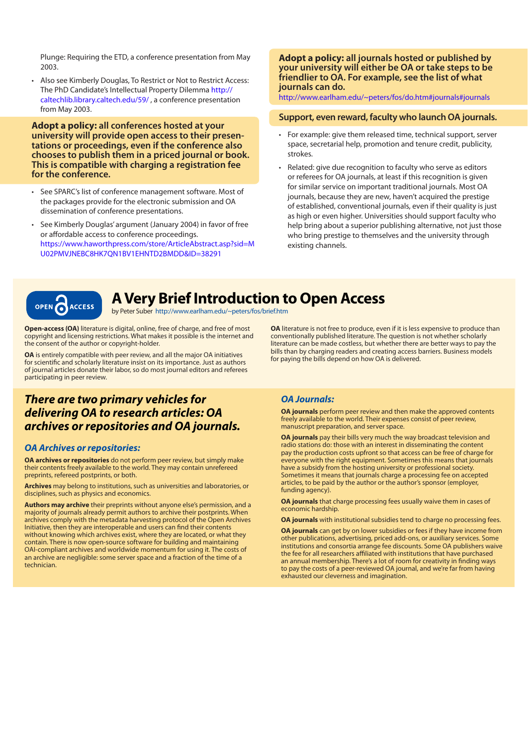Plunge: Requiring the ETD, a conference presentation from May 2003.

- Also see Kimberly Douglas, To Restrict or Not to Restrict Access: The PhD Candidate's Intellectual Property Dilemma http://caltechlib.library.caltech.edu/59/ , a conference presentation from May 2003.

**Adopt a policy: all conferences hosted at your university will provide open access to their presentations or proceedings, even if the conference also chooses to publish them in a priced journal or book. This is compatible with charging a registration fee for the conference.**

- See SPARC's list of conference management software. Most of the packages provide for the electronic submission and OA dissemination of conference presentations.
- See Kimberly Douglas' argument (January 2004) in favor of free or affordable access to conference proceedings. https://www.haworthpress.com/store/ArticleAbstract.asp?sid=MU02PMVJNEBC8HK7QN1BV1EHNTD2BMDD&ID=38291

**Adopt a policy: all journals hosted or published by your university will either be OA or take steps to be friendlier to OA. For example, see the list of what journals can do.**
http://www.earlham.edu/~peters/fos/do.htm#journals#journals

**Support, even reward, faculty who launch OA journals.**

- For example: give them released time, technical support, server space, secretarial help, promotion and tenure credit, publicity, strokes.
- Related: give due recognition to faculty who serve as editors or referees for OA journals, at least if this recognition is given for similar service on important traditional journals. Most OA journals, because they are new, haven't acquired the prestige of established, conventional journals, even if their quality is just as high or even higher. Universities should support faculty who help bring about a superior publishing alternative, not just those who bring prestige to themselves and the university through existing channels.

# A Very Brief Introduction to Open Access

by Peter Suber http://www.earlham.edu/~peters/fos/brief.htm

**Open-access (OA)** literature is digital, online, free of charge, and free of most copyright and licensing restrictions. What makes it possible is the internet and the consent of the author or copyright-holder.

**OA** is entirely compatible with peer review, and all the major OA initiatives for scientific and scholarly literature insist on its importance. Just as authors of journal articles donate their labor, so do most journal editors and referees participating in peer review.

**OA** literature is not free to produce, even if it is less expensive to produce than conventionally published literature. The question is not whether scholarly literature can be made costless, but whether there are better ways to pay the bills than by charging readers and creating access barriers. Business models for paying the bills depend on how OA is delivered.

## *There are two primary vehicles for delivering OA to research articles: OA archives or repositories and OA journals.*

### *OA Archives or repositories:*

**OA archives or repositories** do not perform peer review, but simply make their contents freely available to the world. They may contain unrefereed preprints, refereed postprints, or both.

**Archives** may belong to institutions, such as universities and laboratories, or disciplines, such as physics and economics.

**Authors may archive** their preprints without anyone else's permission, and a majority of journals already permit authors to archive their postprints. When archives comply with the metadata harvesting protocol of the Open Archives Initiative, then they are interoperable and users can find their contents without knowing which archives exist, where they are located, or what they contain. There is now open-source software for building and maintaining OAI-compliant archives and worldwide momentum for using it. The costs of an archive are negligible: some server space and a fraction of the time of a technician.

### *OA Journals:*

**OA journals** perform peer review and then make the approved contents freely available to the world. Their expenses consist of peer review, manuscript preparation, and server space.

**OA journals** pay their bills very much the way broadcast television and radio stations do: those with an interest in disseminating the content pay the production costs upfront so that access can be free of charge for everyone with the right equipment. Sometimes this means that journals have a subsidy from the hosting university or professional society. Sometimes it means that journals charge a processing fee on accepted articles, to be paid by the author or the author's sponsor (employer, funding agency).

**OA journals** that charge processing fees usually waive them in cases of economic hardship.

**OA journals** with institutional subsidies tend to charge no processing fees.

**OA journals** can get by on lower subsidies or fees if they have income from other publications, advertising, priced add-ons, or auxiliary services. Some institutions and consortia arrange fee discounts. Some OA publishers waive the fee for all researchers affiliated with institutions that have purchased an annual membership. There's a lot of room for creativity in finding ways to pay the costs of a peer-reviewed OA journal, and we're far from having exhausted our cleverness and imagination.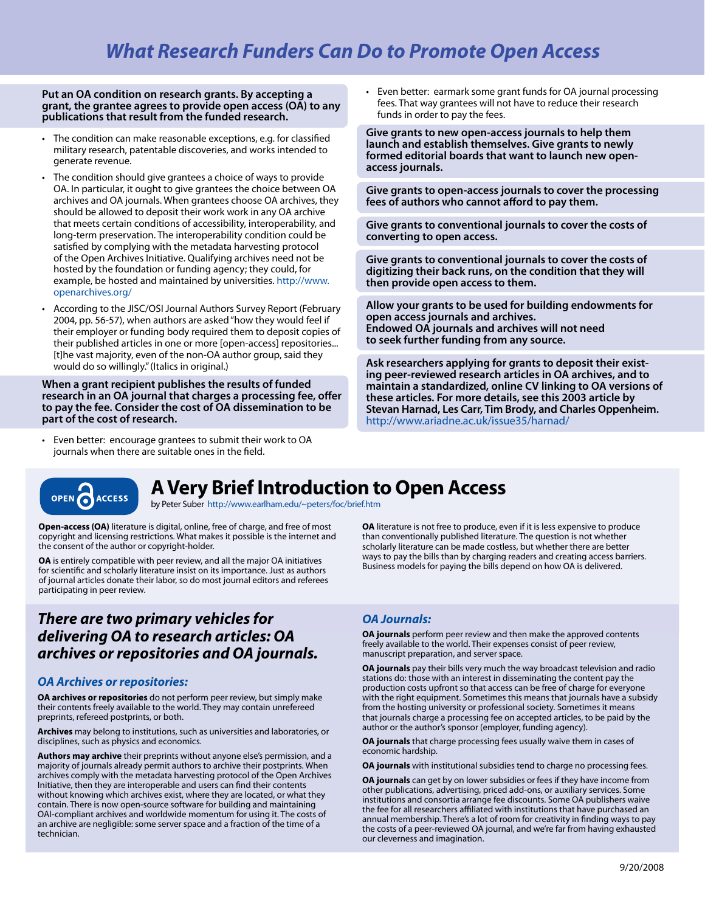# What Research Funders Can Do to Promote Open Access

**Put an OA condition on research grants. By accepting a grant, the grantee agrees to provide open access (OA) to any publications that result from the funded research.**

- The condition can make reasonable exceptions, e.g. for classified military research, patentable discoveries, and works intended to generate revenue.
- The condition should give grantees a choice of ways to provide OA. In particular, it ought to give grantees the choice between OA archives and OA journals. When grantees choose OA archives, they should be allowed to deposit their work work in any OA archive that meets certain conditions of accessibility, interoperability, and long-term preservation. The interoperability condition could be satisfied by complying with the metadata harvesting protocol of the Open Archives Initiative. Qualifying archives need not be hosted by the foundation or funding agency; they could, for example, be hosted and maintained by universities. http://www.openarchives.org/
- According to the JISC/OSI Journal Authors Survey Report (February 2004, pp. 56-57), when authors are asked "how they would feel if their employer or funding body required them to deposit copies of their published articles in one or more [open-access] repositories... [t]he vast majority, even of the non-OA author group, said they would do so willingly." (Italics in original.)

**When a grant recipient publishes the results of funded research in an OA journal that charges a processing fee, offer to pay the fee. Consider the cost of OA dissemination to be part of the cost of research.**

- Even better: encourage grantees to submit their work to OA journals when there are suitable ones in the field.
- Even better: earmark some grant funds for OA journal processing fees. That way grantees will not have to reduce their research funds in order to pay the fees.

**Give grants to new open-access journals to help them launch and establish themselves. Give grants to newly formed editorial boards that want to launch new open-access journals.**

**Give grants to open-access journals to cover the processing fees of authors who cannot afford to pay them.**

**Give grants to conventional journals to cover the costs of converting to open access.**

**Give grants to conventional journals to cover the costs of digitizing their back runs, on the condition that they will then provide open access to them.**

**Allow your grants to be used for building endowments for open access journals and archives. Endowed OA journals and archives will not need to seek further funding from any source.**

**Ask researchers applying for grants to deposit their existing peer-reviewed research articles in OA archives, and to maintain a standardized, online CV linking to OA versions of these articles. For more details, see this 2003 article by Stevan Harnad, Les Carr, Tim Brody, and Charles Oppenheim.** http://www.ariadne.ac.uk/issue35/harnad/

# A Very Brief Introduction to Open Access

by Peter Suber http://www.earlham.edu/~peters/foc/brief.htm

**Open-access (OA)** literature is digital, online, free of charge, and free of most copyright and licensing restrictions. What makes it possible is the internet and the consent of the author or copyright-holder.

**OA** is entirely compatible with peer review, and all the major OA initiatives for scientific and scholarly literature insist on its importance. Just as authors of journal articles donate their labor, so do most journal editors and referees participating in peer review.

**OA** literature is not free to produce, even if it is less expensive to produce than conventionally published literature. The question is not whether scholarly literature can be made costless, but whether there are better ways to pay the bills than by charging readers and creating access barriers. Business models for paying the bills depend on how OA is delivered.

## *There are two primary vehicles for delivering OA to research articles: OA archives or repositories and OA journals.*

### *OA Archives or repositories:*

**OA archives or repositories** do not perform peer review, but simply make their contents freely available to the world. They may contain unrefereed preprints, refereed postprints, or both.

**Archives** may belong to institutions, such as universities and laboratories, or disciplines, such as physics and economics.

**Authors may archive** their preprints without anyone else's permission, and a majority of journals already permit authors to archive their postprints. When archives comply with the metadata harvesting protocol of the Open Archives Initiative, then they are interoperable and users can find their contents without knowing which archives exist, where they are located, or what they contain. There is now open-source software for building and maintaining OAI-compliant archives and worldwide momentum for using it. The costs of an archive are negligible: some server space and a fraction of the time of a technician.

### *OA Journals:*

**OA journals** perform peer review and then make the approved contents freely available to the world. Their expenses consist of peer review, manuscript preparation, and server space.

**OA journals** pay their bills very much the way broadcast television and radio stations do: those with an interest in disseminating the content pay the production costs upfront so that access can be free of charge for everyone with the right equipment. Sometimes this means that journals have a subsidy from the hosting university or professional society. Sometimes it means that journals charge a processing fee on accepted articles, to be paid by the author or the author's sponsor (employer, funding agency).

**OA journals** that charge processing fees usually waive them in cases of economic hardship.

**OA journals** with institutional subsidies tend to charge no processing fees.

**OA journals** can get by on lower subsidies or fees if they have income from other publications, advertising, priced add-ons, or auxiliary services. Some institutions and consortia arrange fee discounts. Some OA publishers waive the fee for all researchers affiliated with institutions that have purchased an annual membership. There's a lot of room for creativity in finding ways to pay the costs of a peer-reviewed OA journal, and we're far from having exhausted our cleverness and imagination.

9/20/2008